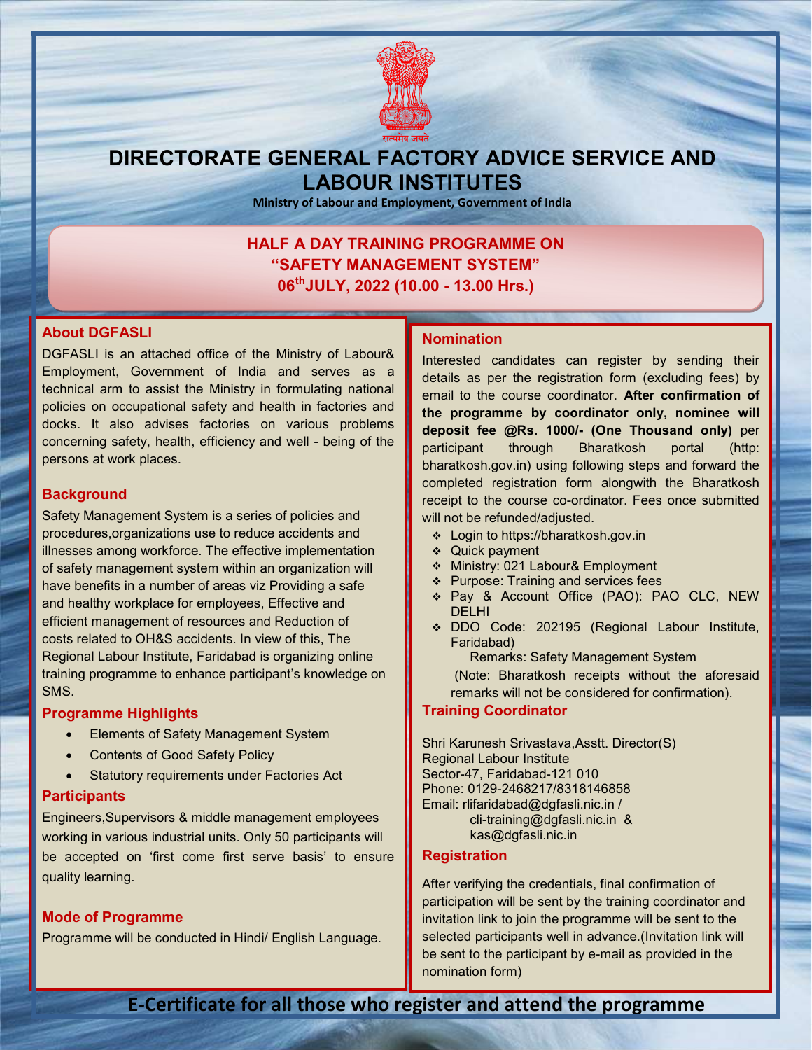# DIRECTORATE GENERAL FACTORY ADVICE SERVICE AND LABOUR INSTITUTES

**Ministry of Labour and Employment, Government of India**

## HALF A DAY TRAINING PROGRAMME ON "SAFETY MANAGEMENT SYSTEM" 06th JULY, 2022 (10.00 - 13.00 Hrs.)

### About DGFASLI

DGFASLI is an attached office of the Ministry of Labour& Employment, Government of India and serves as a technical arm to assist the Ministry in formulating national policies on occupational safety and health in factories and docks. It also advises factories on various problems concerning safety, health, efficiency and well - being of the persons at work places.

### Background

Safety Management System is a series of policies and procedures,organizations use to reduce accidents and illnesses among workforce. The effective implementation of safety management system within an organization will have benefits in a number of areas viz Providing a safe and healthy workplace for employees, Effective and efficient management of resources and Reduction of costs related to OH&S accidents. In view of this, The Regional Labour Institute, Faridabad is organizing online training programme to enhance participant's knowledge on SMS.

### Programme Highlights

- Elements of Safety Management System
- Contents of Good Safety Policy
- Statutory requirements under Factories Act

### Participants

Engineers,Supervisors & middle management employees working in various industrial units. Only 50 participants will be accepted on 'first come first serve basis' to ensure quality learning.

### Mode of Programme

Programme will be conducted in Hindi/ English Language.

### Nomination

Interested candidates can register by sending their details as per the registration form (excluding fees) by email to the course coordinator. **After confirmation of the programme by coordinator only, nominee will deposit fee @Rs. 1000/- (One Thousand only)** per participant through Bharatkosh portal (http: bharatkosh.gov.in) using following steps and forward the completed registration form alongwith the Bharatkosh receipt to the course co-ordinator. Fees once submitted will not be refunded/adjusted.

- Login to https://bharatkosh.gov.in
- Quick payment
- Ministry: 021 Labour& Employment
- Purpose: Training and services fees
- Pay & Account Office (PAO): PAO CLC, NEW DELHI
- DDO Code: 202195 (Regional Labour Institute, Faridabad)

  Remarks: Safety Management System

  (Note: Bharatkosh receipts without the aforesaid remarks will not be considered for confirmation).

### Training Coordinator

Shri Karunesh Srivastava,Asstt. Director(S)
Regional Labour Institute
Sector-47, Faridabad-121 010
Phone: 0129-2468217/8318146858
Email: rlifaridabad@dgfasli.nic.in / cli-training@dgfasli.nic.in & kas@dgfasli.nic.in

### Registration

After verifying the credentials, final confirmation of participation will be sent by the training coordinator and invitation link to join the programme will be sent to the selected participants well in advance.(Invitation link will be sent to the participant by e-mail as provided in the nomination form)

**E-Certificate for all those who register and attend the programme**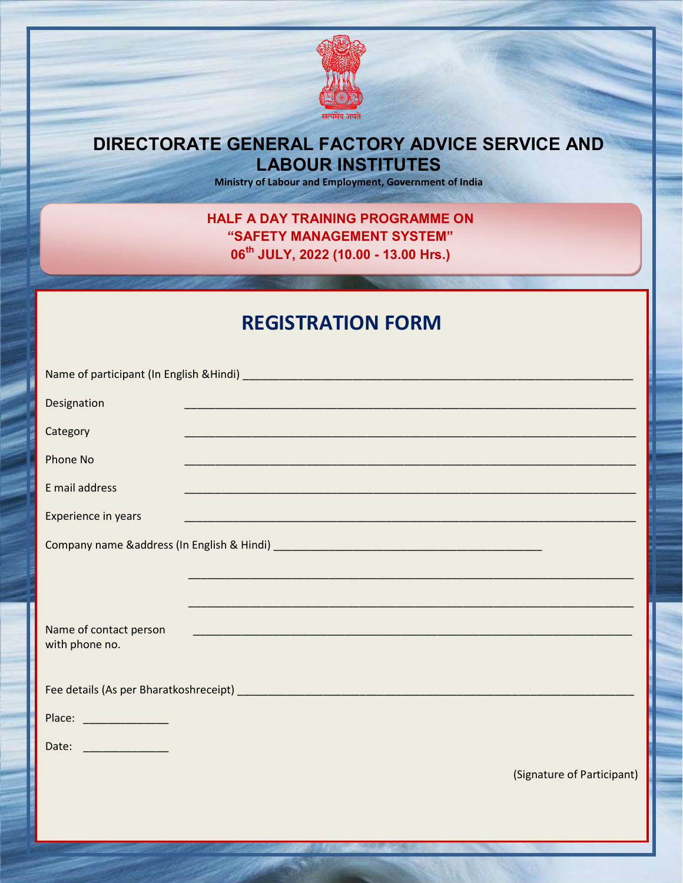सत्यमेव जयते

# DIRECTORATE GENERAL FACTORY ADVICE SERVICE AND LABOUR INSTITUTES

**Ministry of Labour and Employment, Government of India**

**HALF A DAY TRAINING PROGRAMME ON**
**"SAFETY MANAGEMENT SYSTEM"**
**06th JULY, 2022 (10.00 - 13.00 Hrs.)**

## REGISTRATION FORM

Name of participant (In English &Hindi) ______________________________

Designation ______________________________

Category ______________________________

Phone No ______________________________

E mail address ______________________________

Experience in years ______________________________

Company name &address (In English & Hindi) ______________________________

______________________________

______________________________

Name of contact person with phone no. ______________________________

Fee details (As per Bharatkoshreceipt) ______________________________

Place: ______________

Date: ______________

(Signature of Participant)